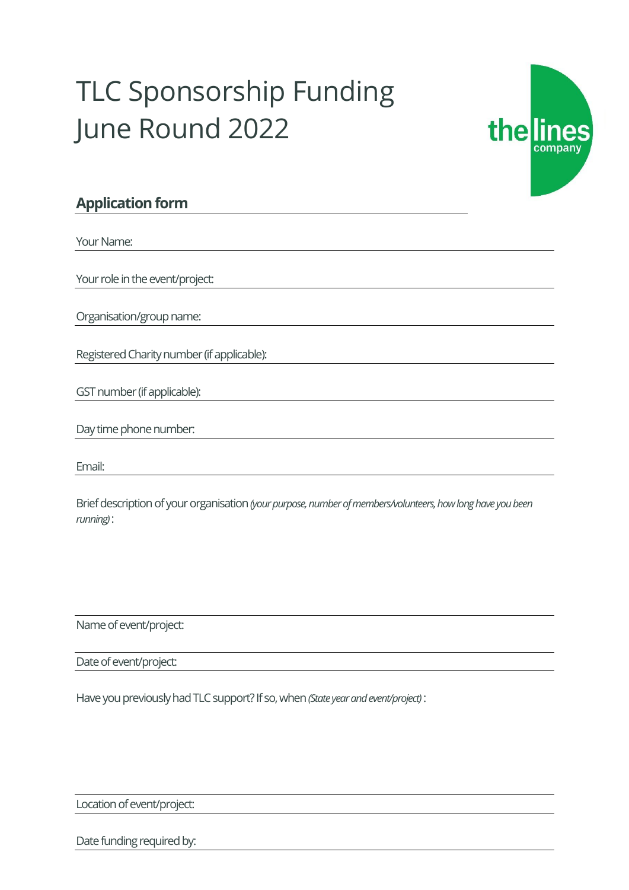# TLC Sponsorship Funding June Round 2022

the lines company

## Application form

Your Name:

Your role in the event/project:

Organisation/group name:

Registered Charity number (if applicable):

GST number (if applicable):

Day time phone number:

Email:

Brief description of your organisation *(your purpose, number of members/volunteers, how long have you been running)* :

Name of event/project:

Date of event/project:

Have you previously had TLC support? If so, when *(State year and event/project)* :

Location of event/project:

Date funding required by: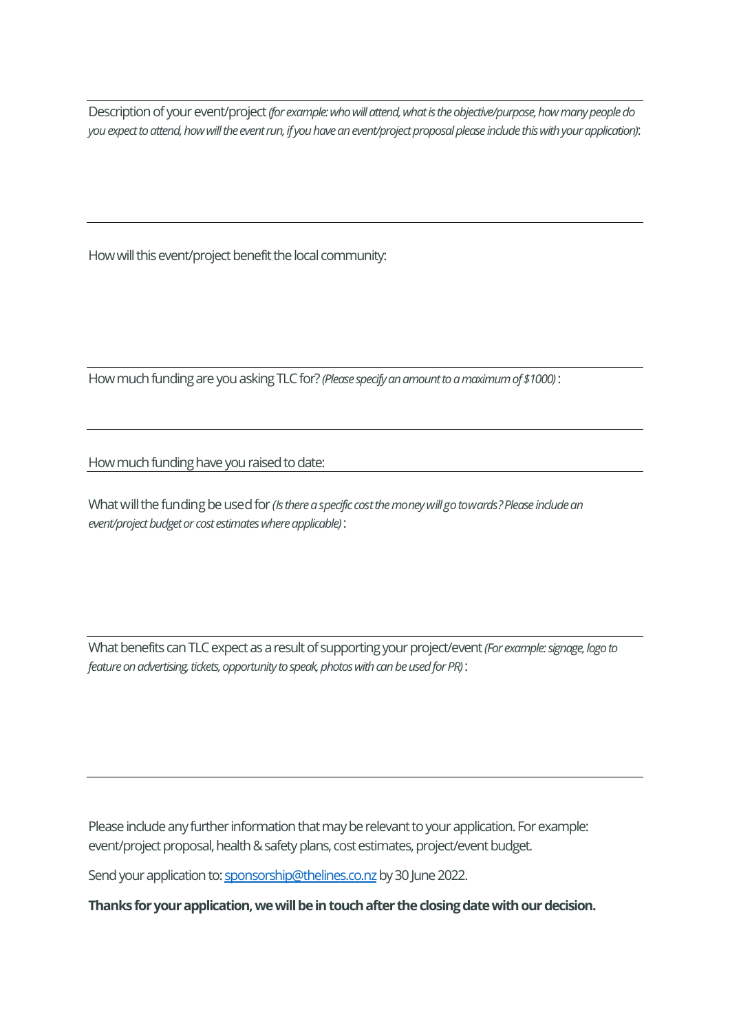Description of your event/project *(for example: who will attend, what is the objective/purpose, how many people do you expect to attend, how will the event run, if you have an event/project proposal please include this with your application)*:

---

How will this event/project benefit the local community:

---

How much funding are you asking TLC for? *(Please specify an amount to a maximum of $1000)* :

---

How much funding have you raised to date:

---

What will the funding be used for *(Is there a specific cost the money will go towards? Please include an event/project budget or cost estimates where applicable)* :

---

What benefits can TLC expect as a result of supporting your project/event *(For example: signage, logo to feature on advertising, tickets, opportunity to speak, photos with can be used for PR)* :

---

Please include any further information that may be relevant to your application. For example: event/project proposal, health & safety plans, cost estimates, project/event budget.

Send your application to: [sponsorship@thelines.co.nz](mailto:sponsorship@thelines.co.nz) by 30 June 2022.

**Thanks for your application, we will be in touch after the closing date with our decision.**